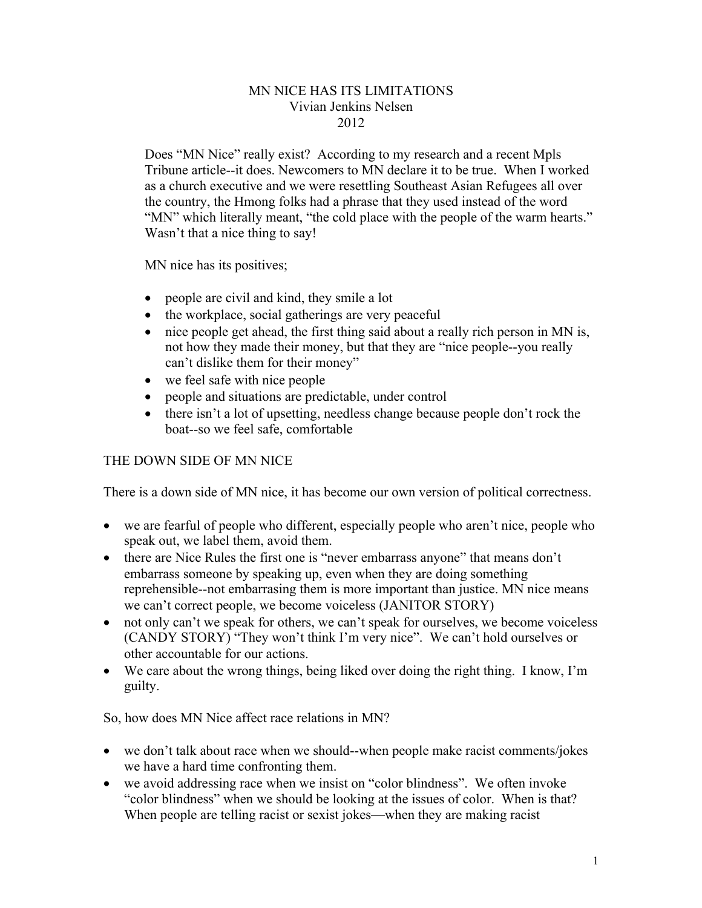# MN NICE HAS ITS LIMITATIONS

Vivian Jenkins Nelsen

2012

Does “MN Nice” really exist? According to my research and a recent Mpls Tribune article--it does. Newcomers to MN declare it to be true. When I worked as a church executive and we were resettling Southeast Asian Refugees all over the country, the Hmong folks had a phrase that they used instead of the word “MN” which literally meant, “the cold place with the people of the warm hearts.” Wasn’t that a nice thing to say!

MN nice has its positives;

- people are civil and kind, they smile a lot
- the workplace, social gatherings are very peaceful
- nice people get ahead, the first thing said about a really rich person in MN is, not how they made their money, but that they are “nice people--you really can’t dislike them for their money”
- we feel safe with nice people
- people and situations are predictable, under control
- there isn’t a lot of upsetting, needless change because people don’t rock the boat--so we feel safe, comfortable

## THE DOWN SIDE OF MN NICE

There is a down side of MN nice, it has become our own version of political correctness.

- we are fearful of people who different, especially people who aren’t nice, people who speak out, we label them, avoid them.
- there are Nice Rules the first one is “never embarrass anyone” that means don’t embarrass someone by speaking up, even when they are doing something reprehensible--not embarrasing them is more important than justice. MN nice means we can’t correct people, we become voiceless (JANITOR STORY)
- not only can’t we speak for others, we can’t speak for ourselves, we become voiceless (CANDY STORY) “They won’t think I’m very nice”. We can’t hold ourselves or other accountable for our actions.
- We care about the wrong things, being liked over doing the right thing. I know, I’m guilty.

So, how does MN Nice affect race relations in MN?

- we don’t talk about race when we should--when people make racist comments/jokes we have a hard time confronting them.
- we avoid addressing race when we insist on “color blindness”. We often invoke “color blindness” when we should be looking at the issues of color. When is that? When people are telling racist or sexist jokes—when they are making racist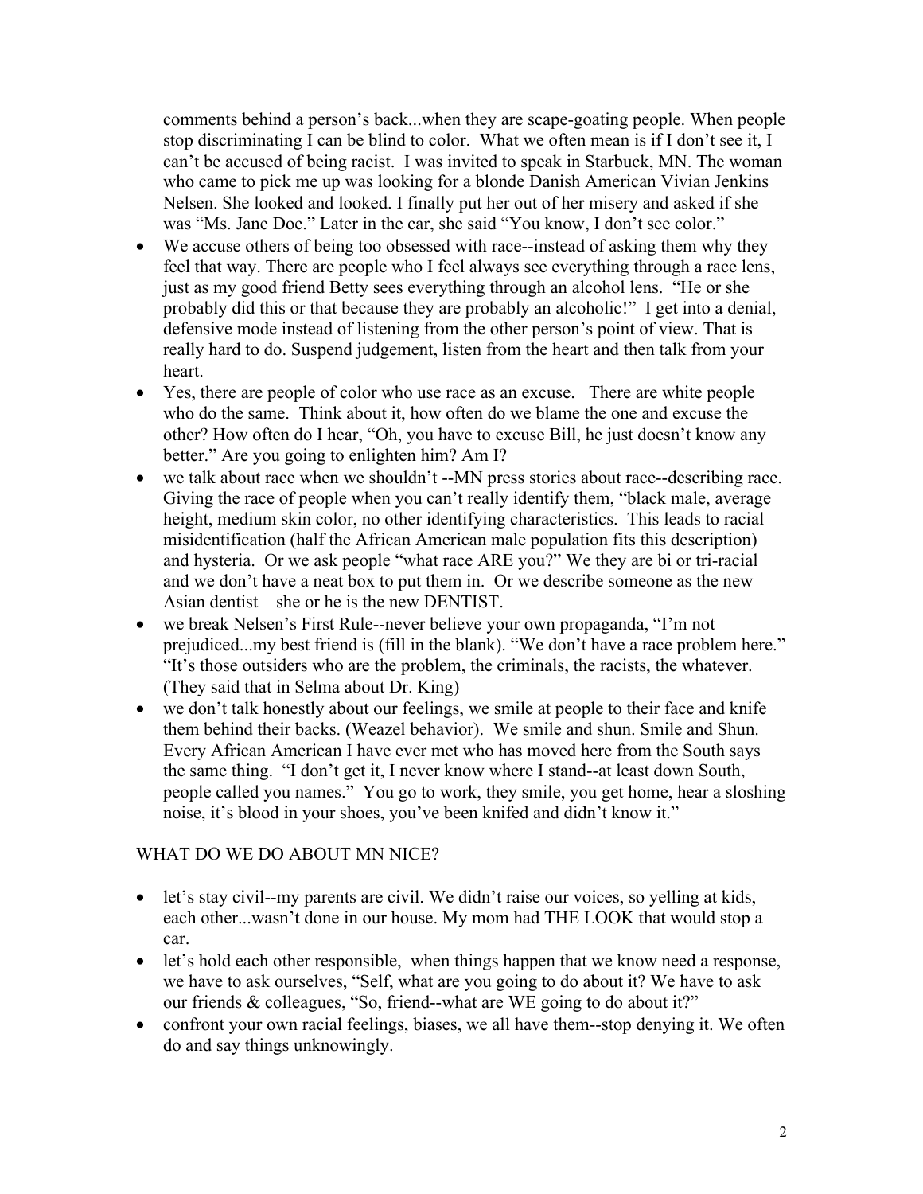comments behind a person's back...when they are scape-goating people. When people stop discriminating I can be blind to color. What we often mean is if I don't see it, I can't be accused of being racist. I was invited to speak in Starbuck, MN. The woman who came to pick me up was looking for a blonde Danish American Vivian Jenkins Nelsen. She looked and looked. I finally put her out of her misery and asked if she was "Ms. Jane Doe." Later in the car, she said "You know, I don't see color."

- We accuse others of being too obsessed with race--instead of asking them why they feel that way. There are people who I feel always see everything through a race lens, just as my good friend Betty sees everything through an alcohol lens. "He or she probably did this or that because they are probably an alcoholic!" I get into a denial, defensive mode instead of listening from the other person's point of view. That is really hard to do. Suspend judgement, listen from the heart and then talk from your heart.
- Yes, there are people of color who use race as an excuse. There are white people who do the same. Think about it, how often do we blame the one and excuse the other? How often do I hear, "Oh, you have to excuse Bill, he just doesn't know any better." Are you going to enlighten him? Am I?
- we talk about race when we shouldn't --MN press stories about race--describing race. Giving the race of people when you can't really identify them, "black male, average height, medium skin color, no other identifying characteristics. This leads to racial misidentification (half the African American male population fits this description) and hysteria. Or we ask people "what race ARE you?" We they are bi or tri-racial and we don't have a neat box to put them in. Or we describe someone as the new Asian dentist—she or he is the new DENTIST.
- we break Nelsen's First Rule--never believe your own propaganda, "I'm not prejudiced...my best friend is (fill in the blank). "We don't have a race problem here." "It's those outsiders who are the problem, the criminals, the racists, the whatever. (They said that in Selma about Dr. King)
- we don't talk honestly about our feelings, we smile at people to their face and knife them behind their backs. (Weazel behavior). We smile and shun. Smile and Shun. Every African American I have ever met who has moved here from the South says the same thing. "I don't get it, I never know where I stand--at least down South, people called you names." You go to work, they smile, you get home, hear a sloshing noise, it's blood in your shoes, you've been knifed and didn't know it."

WHAT DO WE DO ABOUT MN NICE?

- let's stay civil--my parents are civil. We didn't raise our voices, so yelling at kids, each other...wasn't done in our house. My mom had THE LOOK that would stop a car.
- let's hold each other responsible, when things happen that we know need a response, we have to ask ourselves, "Self, what are you going to do about it? We have to ask our friends & colleagues, "So, friend--what are WE going to do about it?"
- confront your own racial feelings, biases, we all have them--stop denying it. We often do and say things unknowingly.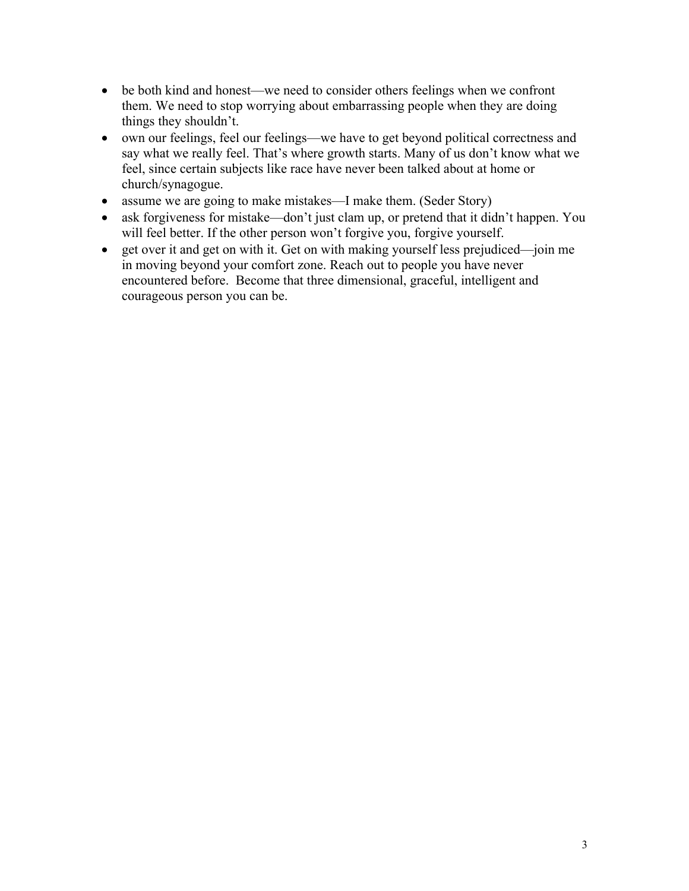- be both kind and honest—we need to consider others feelings when we confront them. We need to stop worrying about embarrassing people when they are doing things they shouldn't.
- own our feelings, feel our feelings—we have to get beyond political correctness and say what we really feel. That's where growth starts. Many of us don't know what we feel, since certain subjects like race have never been talked about at home or church/synagogue.
- assume we are going to make mistakes—I make them. (Seder Story)
- ask forgiveness for mistake—don't just clam up, or pretend that it didn't happen. You will feel better. If the other person won't forgive you, forgive yourself.
- get over it and get on with it. Get on with making yourself less prejudiced—join me in moving beyond your comfort zone. Reach out to people you have never encountered before. Become that three dimensional, graceful, intelligent and courageous person you can be.